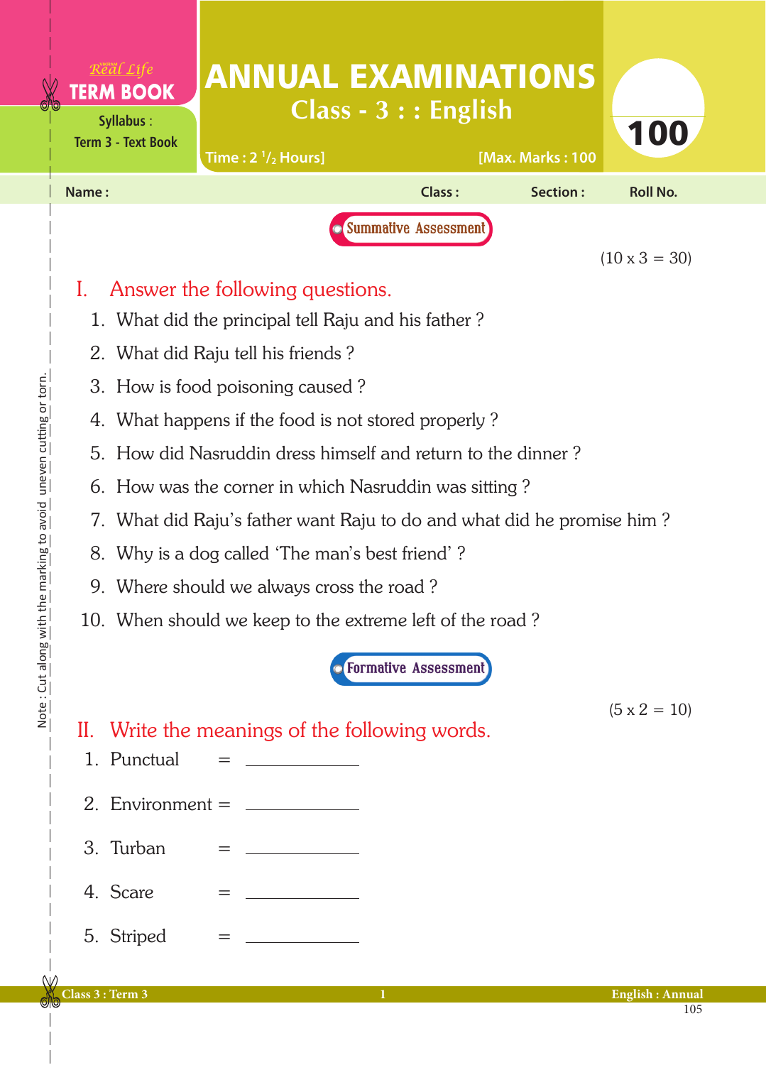Real Life **TERM BOOK**

Syllabus : Term 3 - Text Book

# ANNUAL EXAMINATIONS

## Class - 3 : : English

Time : 2 ½ Hours] [Max. Marks : 100

**100**

Name : Class : Section : Roll No.

**Summative Assessment**

(10 x 3 = 30)

## I. Answer the following questions.

1. What did the principal tell Raju and his father ?
2. What did Raju tell his friends ?
3. How is food poisoning caused ?
4. What happens if the food is not stored properly ?
5. How did Nasruddin dress himself and return to the dinner ?
6. How was the corner in which Nasruddin was sitting ?
7. What did Raju's father want Raju to do and what did he promise him ?
8. Why is a dog called 'The man's best friend' ?
9. Where should we always cross the road ?
10. When should we keep to the extreme left of the road ?

**Formative Assessment**

(5 x 2 = 10)

## II. Write the meanings of the following words.

1. Punctual = ____________
2. Environment = ____________
3. Turban = ____________
4. Scare = ____________
5. Striped = ____________

Note : Cut along with the marking to avoid uneven cutting or torn.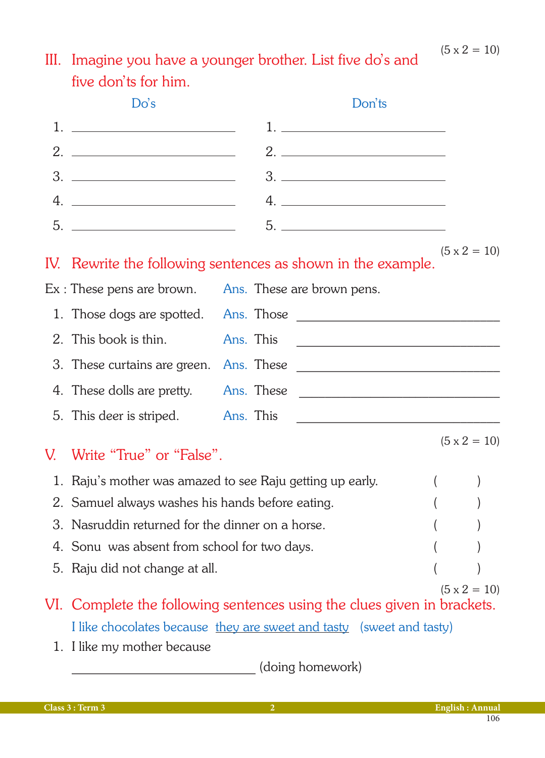(5 x 2 = 10)

## III. Imagine you have a younger brother. List five do's and five don'ts for him.

| Do's | Don'ts |
|---|---|
| 1. ____________ | 1. ____________ |
| 2. ____________ | 2. ____________ |
| 3. ____________ | 3. ____________ |
| 4. ____________ | 4. ____________ |
| 5. ____________ | 5. ____________ |

(5 x 2 = 10)

## IV. Rewrite the following sentences as shown in the example.

Ex : These pens are brown. Ans. These are brown pens.

1. Those dogs are spotted. Ans. Those ____________________
2. This book is thin. Ans. This ____________________
3. These curtains are green. Ans. These ____________________
4. These dolls are pretty. Ans. These ____________________
5. This deer is striped. Ans. This ____________________

(5 x 2 = 10)

## V. Write "True" or "False".

1. Raju's mother was amazed to see Raju getting up early. (      )
2. Samuel always washes his hands before eating. (      )
3. Nasruddin returned for the dinner on a horse. (      )
4. Sonu was absent from school for two days. (      )
5. Raju did not change at all. (      )

(5 x 2 = 10)

## VI. Complete the following sentences using the clues given in brackets.

I like chocolates because they are sweet and tasty (sweet and tasty)

1. I like my mother because

   ____________________ (doing homework)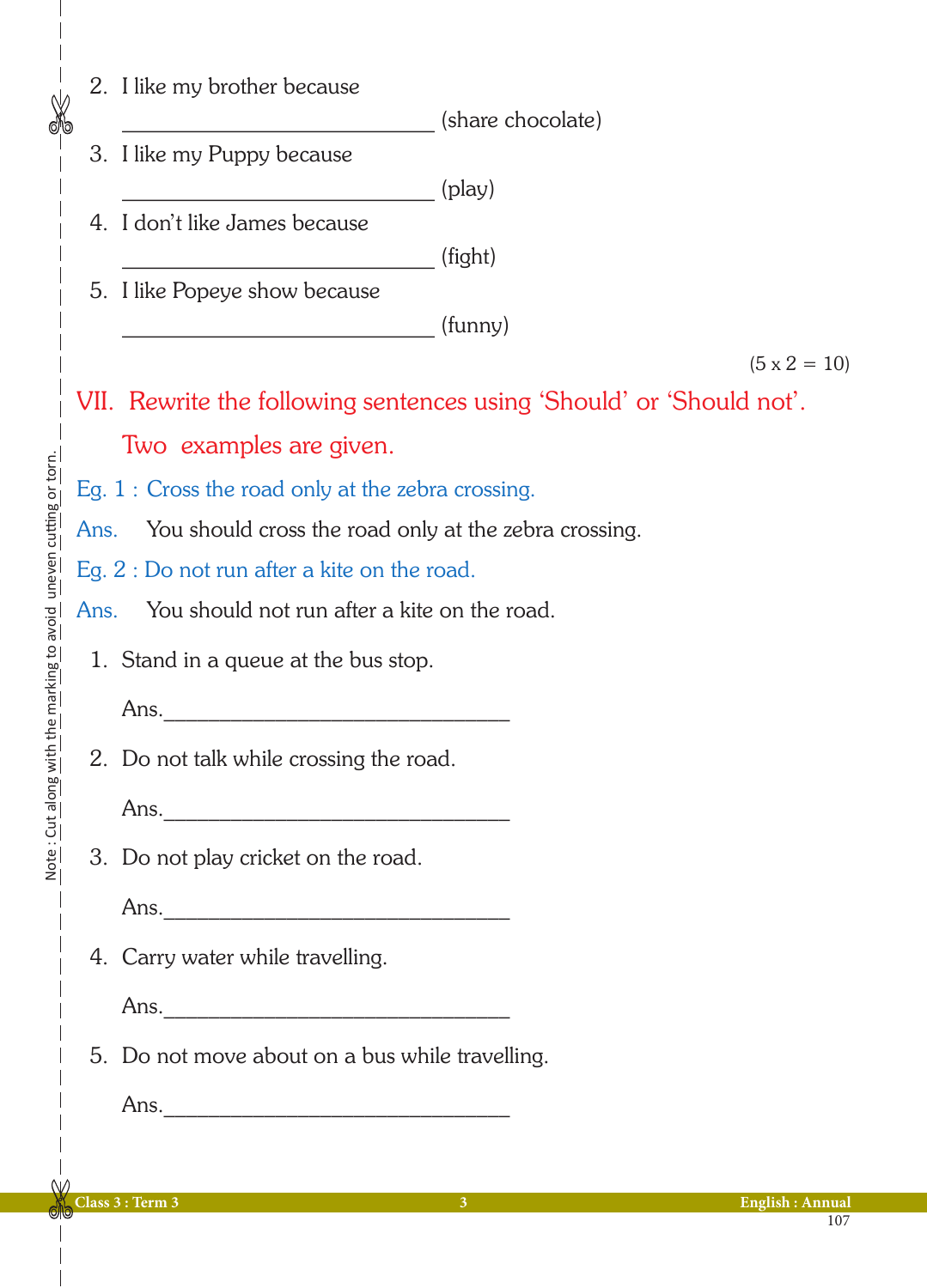2. I like my brother because

   ______________________________ (share chocolate)

3. I like my Puppy because

   ______________________________ (play)

4. I don't like James because

   ______________________________ (fight)

5. I like Popeye show because

   ______________________________ (funny)

(5 x 2 = 10)

## VII. Rewrite the following sentences using 'Should' or 'Should not'. Two examples are given.

Eg. 1 : Cross the road only at the zebra crossing.

Ans. You should cross the road only at the zebra crossing.

Eg. 2 : Do not run after a kite on the road.

Ans. You should not run after a kite on the road.

1. Stand in a queue at the bus stop.

   Ans.________________________________

2. Do not talk while crossing the road.

   Ans.________________________________

3. Do not play cricket on the road.

   Ans.________________________________

4. Carry water while travelling.

   Ans.________________________________

5. Do not move about on a bus while travelling.

   Ans.________________________________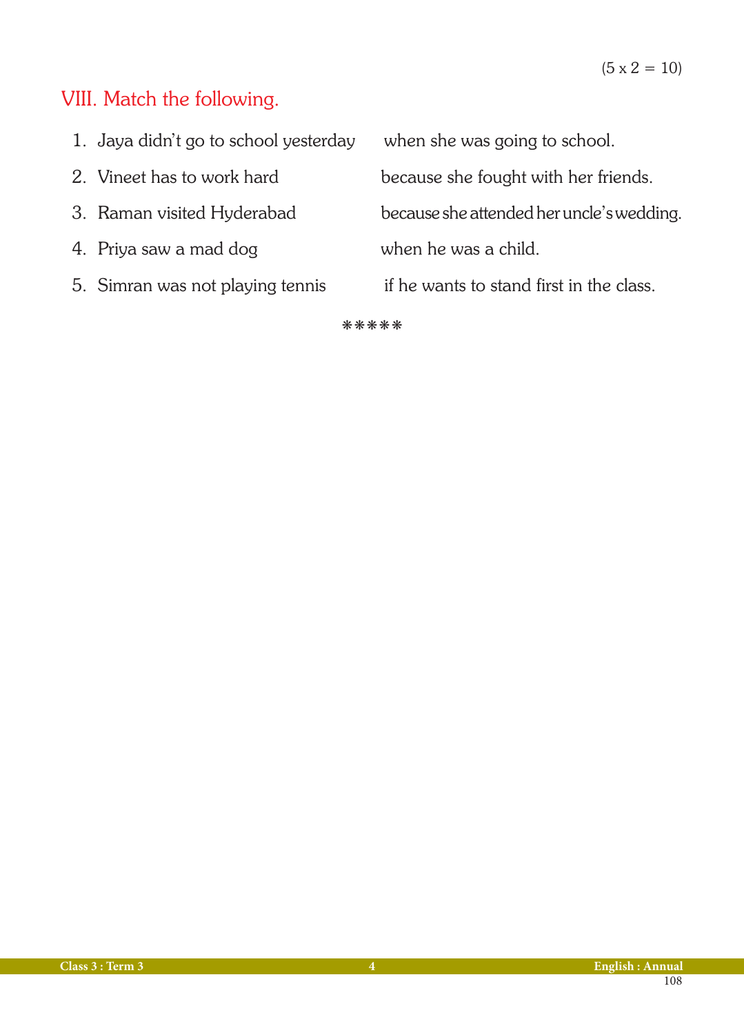(5 x 2 = 10)

## VIII. Match the following.

| | |
|---|---|
| 1. Jaya didn't go to school yesterday | when she was going to school. |
| 2. Vineet has to work hard | because she fought with her friends. |
| 3. Raman visited Hyderabad | because she attended her uncle's wedding. |
| 4. Priya saw a mad dog | when he was a child. |
| 5. Simran was not playing tennis | if he wants to stand first in the class. |

*****